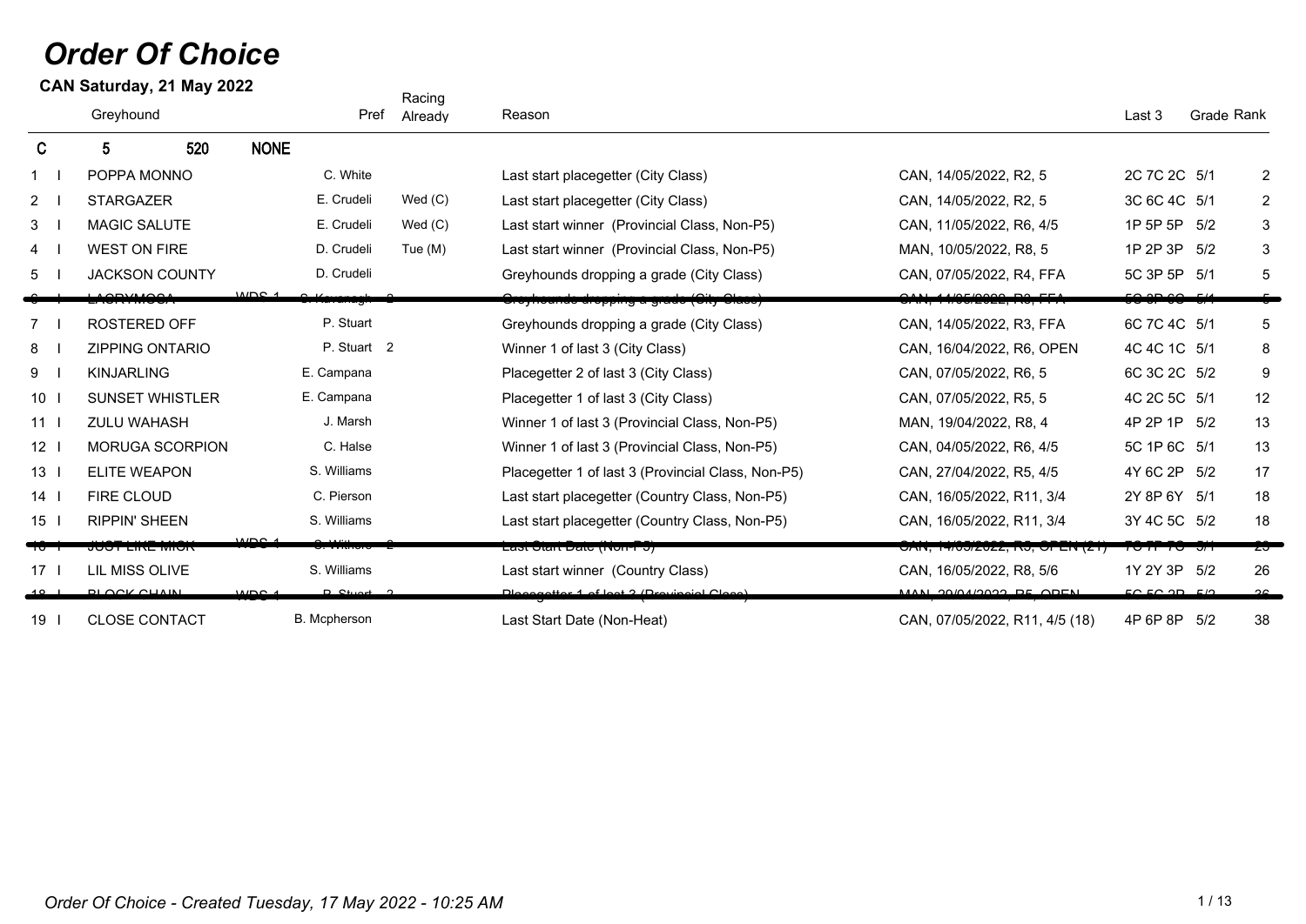# Order Of Choice

**CAN Saturday, 21 May 2022**

| | Greyhound | | Pref | Racing Already | Reason | | Last 3 | Grade | Rank |
|---|---|---|---|---|---|---|---|---|---|
| **C** | **5** | **520** | **NONE** | | | | | | |
| 1 I | POPPA MONNO | | C. White | | Last start placegetter (City Class) | CAN, 14/05/2022, R2, 5 | 2C 7C 2C | 5/1 | 2 |
| 2 I | STARGAZER | | E. Crudeli | Wed (C) | Last start placegetter (City Class) | CAN, 14/05/2022, R2, 5 | 3C 6C 4C | 5/1 | 2 |
| 3 I | MAGIC SALUTE | | E. Crudeli | Wed (C) | Last start winner (Provincial Class, Non-P5) | CAN, 11/05/2022, R6, 4/5 | 1P 5P 5P | 5/2 | 3 |
| 4 I | WEST ON FIRE | | D. Crudeli | Tue (M) | Last start winner (Provincial Class, Non-P5) | MAN, 10/05/2022, R8, 5 | 1P 2P 3P | 5/2 | 3 |
| 5 I | JACKSON COUNTY | | D. Crudeli | | Greyhounds dropping a grade (City Class) | CAN, 07/05/2022, R4, FFA | 5C 3P 5P | 5/1 | 5 |
| ~~6 I~~ | ~~LACRYMOSA~~ | ~~WDS 1~~ | ~~S. Kavanagh 2~~ | | ~~Greyhounds dropping a grade (City Class)~~ | ~~CAN, 14/05/2022, R3, FFA~~ | ~~5C 3P 6C~~ | ~~5/1~~ | ~~5~~ |
| 7 I | ROSTERED OFF | | P. Stuart | | Greyhounds dropping a grade (City Class) | CAN, 14/05/2022, R3, FFA | 6C 7C 4C | 5/1 | 5 |
| 8 I | ZIPPING ONTARIO | | P. Stuart 2 | | Winner 1 of last 3 (City Class) | CAN, 16/04/2022, R6, OPEN | 4C 4C 1C | 5/1 | 8 |
| 9 I | KINJARLING | | E. Campana | | Placegetter 2 of last 3 (City Class) | CAN, 07/05/2022, R6, 5 | 6C 3C 2C | 5/2 | 9 |
| 10 I | SUNSET WHISTLER | | E. Campana | | Placegetter 1 of last 3 (City Class) | CAN, 07/05/2022, R5, 5 | 4C 2C 5C | 5/1 | 12 |
| 11 I | ZULU WAHASH | | J. Marsh | | Winner 1 of last 3 (Provincial Class, Non-P5) | MAN, 19/04/2022, R8, 4 | 4P 2P 1P | 5/2 | 13 |
| 12 I | MORUGA SCORPION | | C. Halse | | Winner 1 of last 3 (Provincial Class, Non-P5) | CAN, 04/05/2022, R6, 4/5 | 5C 1P 6C | 5/1 | 13 |
| 13 I | ELITE WEAPON | | S. Williams | | Placegetter 1 of last 3 (Provincial Class, Non-P5) | CAN, 27/04/2022, R5, 4/5 | 4Y 6C 2P | 5/2 | 17 |
| 14 I | FIRE CLOUD | | C. Pierson | | Last start placegetter (Country Class, Non-P5) | CAN, 16/05/2022, R11, 3/4 | 2Y 8P 6Y | 5/1 | 18 |
| 15 I | RIPPIN' SHEEN | | S. Williams | | Last start placegetter (Country Class, Non-P5) | CAN, 16/05/2022, R11, 3/4 | 3Y 4C 5C | 5/2 | 18 |
| ~~16 I~~ | ~~JUST LIKE MICK~~ | ~~WDS 1~~ | ~~S. Withers 2~~ | | ~~Last Start Date (Non-P5)~~ | ~~CAN, 14/05/2022, R5, OPEN (21)~~ | ~~7C 7P 7C~~ | ~~5/1~~ | ~~23~~ |
| 17 I | LIL MISS OLIVE | | S. Williams | | Last start winner (Country Class) | CAN, 16/05/2022, R8, 5/6 | 1Y 2Y 3P | 5/2 | 26 |
| ~~18 I~~ | ~~BLOCK CHAIN~~ | ~~WDS 1~~ | ~~P. Stuart 2~~ | | ~~Placegetter 1 of last 3 (Provincial Class)~~ | ~~MAN, 20/04/2022, R5, OPEN~~ | ~~5C 5C 3P~~ | ~~5/2~~ | ~~36~~ |
| 19 I | CLOSE CONTACT | | B. Mcpherson | | Last Start Date (Non-Heat) | CAN, 07/05/2022, R11, 4/5 (18) | 4P 6P 8P | 5/2 | 38 |

*Order Of Choice - Created Tuesday, 17 May 2022 - 10:25 AM*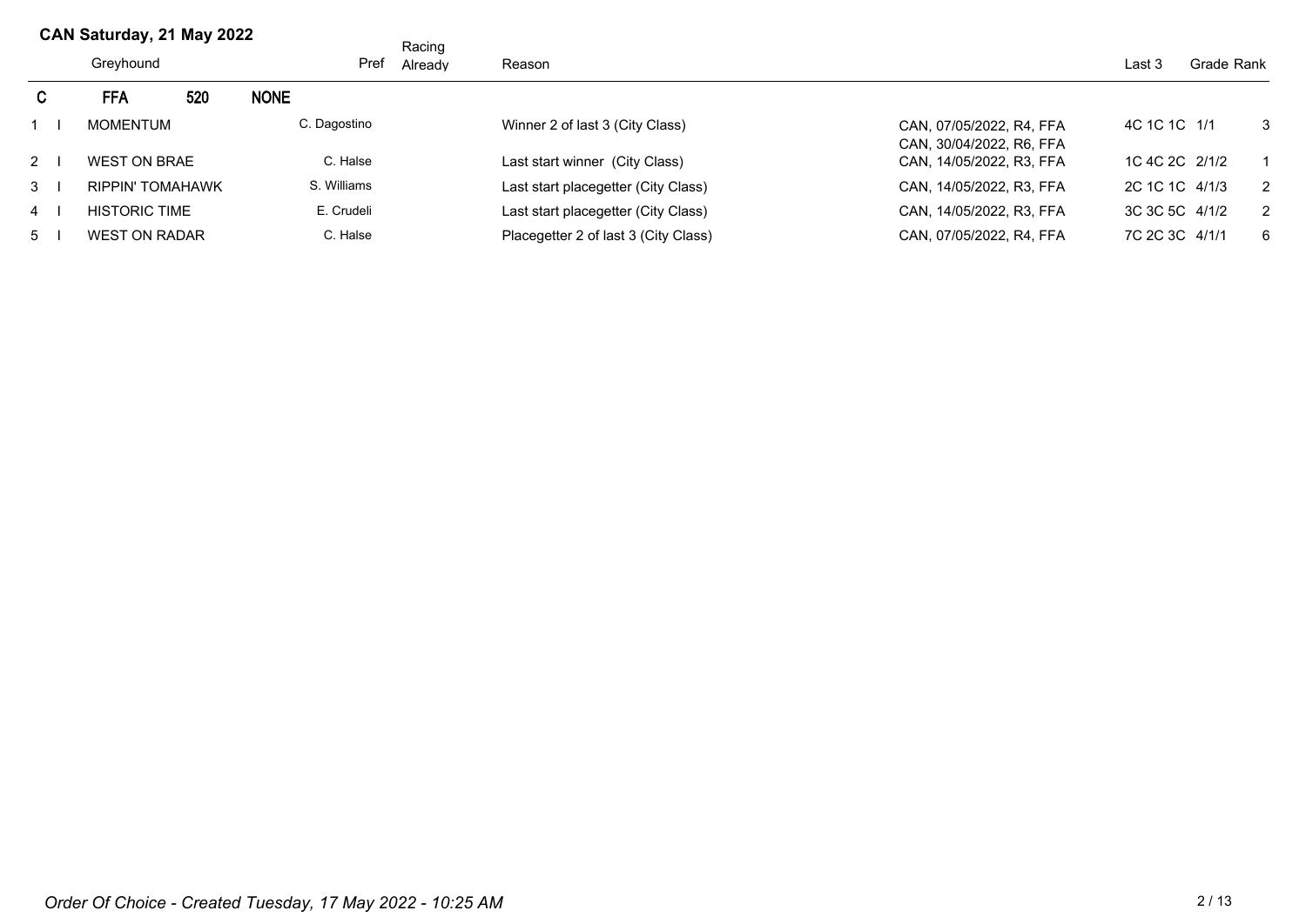## CAN Saturday, 21 May 2022

| | | Greyhound | Pref | Racing Already | Reason | | Last 3 | Grade | Rank |
|---|---|---|---|---|---|---|---|---|---|
| **C** | | **FFA 520** | **NONE** | | | | | | |
| 1 | I | MOMENTUM | C. Dagostino | | Winner 2 of last 3 (City Class) | CAN, 07/05/2022, R4, FFA<br>CAN, 30/04/2022, R6, FFA | 4C 1C 1C | 1/1 | 3 |
| 2 | I | WEST ON BRAE | C. Halse | | Last start winner (City Class) | CAN, 14/05/2022, R3, FFA | 1C 4C 2C | 2/1/2 | 1 |
| 3 | I | RIPPIN' TOMAHAWK | S. Williams | | Last start placegetter (City Class) | CAN, 14/05/2022, R3, FFA | 2C 1C 1C | 4/1/3 | 2 |
| 4 | I | HISTORIC TIME | E. Crudeli | | Last start placegetter (City Class) | CAN, 14/05/2022, R3, FFA | 3C 3C 5C | 4/1/2 | 2 |
| 5 | I | WEST ON RADAR | C. Halse | | Placegetter 2 of last 3 (City Class) | CAN, 07/05/2022, R4, FFA | 7C 2C 3C | 4/1/1 | 6 |

*Order Of Choice - Created Tuesday, 17 May 2022 - 10:25 AM*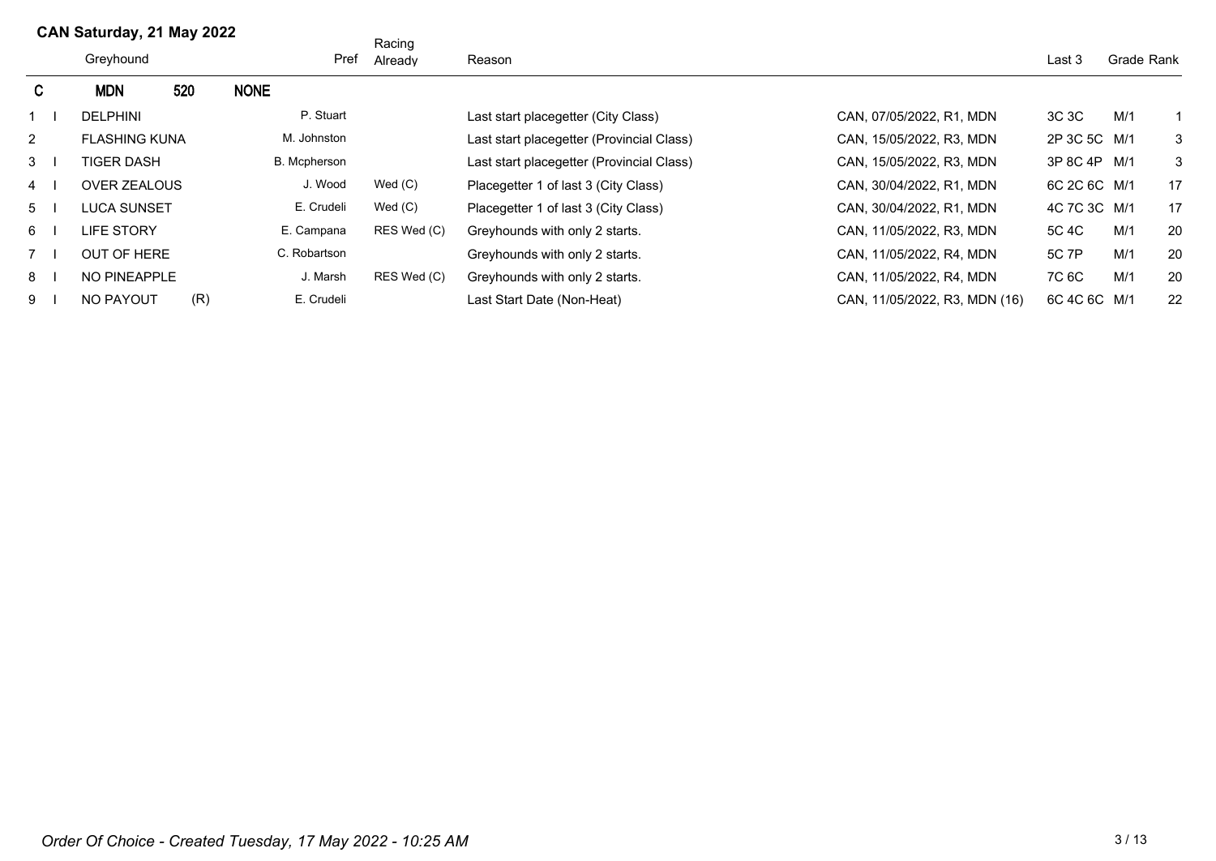## CAN Saturday, 21 May 2022

| | | Greyhound | | Pref | Racing Already | Reason | | Last 3 | Grade | Rank |
|---|---|---|---|---|---|---|---|---|---|---|
| **C** | | **MDN** | **520** | **NONE** | | | | | | |
| 1 | I | DELPHINI | | P. Stuart | | Last start placegetter (City Class) | CAN, 07/05/2022, R1, MDN | 3C 3C | M/1 | 1 |
| 2 | | FLASHING KUNA | | M. Johnston | | Last start placegetter (Provincial Class) | CAN, 15/05/2022, R3, MDN | 2P 3C 5C | M/1 | 3 |
| 3 | I | TIGER DASH | | B. Mcpherson | | Last start placegetter (Provincial Class) | CAN, 15/05/2022, R3, MDN | 3P 8C 4P | M/1 | 3 |
| 4 | I | OVER ZEALOUS | | J. Wood | Wed (C) | Placegetter 1 of last 3 (City Class) | CAN, 30/04/2022, R1, MDN | 6C 2C 6C | M/1 | 17 |
| 5 | I | LUCA SUNSET | | E. Crudeli | Wed (C) | Placegetter 1 of last 3 (City Class) | CAN, 30/04/2022, R1, MDN | 4C 7C 3C | M/1 | 17 |
| 6 | I | LIFE STORY | | E. Campana | RES Wed (C) | Greyhounds with only 2 starts. | CAN, 11/05/2022, R3, MDN | 5C 4C | M/1 | 20 |
| 7 | I | OUT OF HERE | | C. Robartson | | Greyhounds with only 2 starts. | CAN, 11/05/2022, R4, MDN | 5C 7P | M/1 | 20 |
| 8 | I | NO PINEAPPLE | | J. Marsh | RES Wed (C) | Greyhounds with only 2 starts. | CAN, 11/05/2022, R4, MDN | 7C 6C | M/1 | 20 |
| 9 | I | NO PAYOUT | (R) | E. Crudeli | | Last Start Date (Non-Heat) | CAN, 11/05/2022, R3, MDN (16) | 6C 4C 6C | M/1 | 22 |

*Order Of Choice - Created Tuesday, 17 May 2022 - 10:25 AM*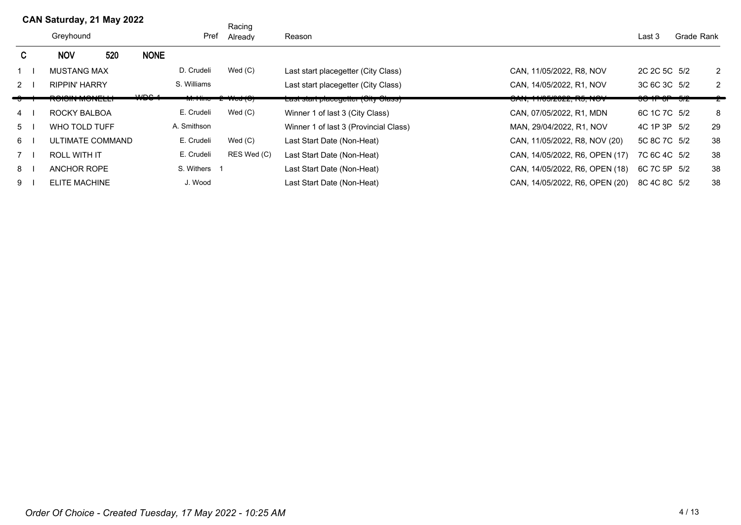**CAN Saturday, 21 May 2022**

| | | Greyhound | | Pref | Racing Already | Reason | | Last 3 | Grade | Rank |
|---|---|---|---|---|---|---|---|---|---|---|
| **C** | | **NOV** **520** | **NONE** | | | | | | | |
| 1 | I | MUSTANG MAX | | D. Crudeli | Wed (C) | Last start placegetter (City Class) | CAN, 11/05/2022, R8, NOV | 2C 2C 5C | 5/2 | 2 |
| 2 | I | RIPPIN' HARRY | | S. Williams | | Last start placegetter (City Class) | CAN, 14/05/2022, R1, NOV | 3C 6C 3C | 5/2 | 2 |
| ~~3~~ | ~~I~~ | ~~ROISIN MONELLI~~ | ~~WDS 1~~ | ~~M. Hine 2~~ | ~~Wed (C)~~ | ~~Last start placegetter (City Class)~~ | ~~CAN, 11/05/2022, R5, NOV~~ | ~~3C 1P 6P~~ | ~~5/2~~ | ~~2~~ |
| 4 | I | ROCKY BALBOA | | E. Crudeli | Wed (C) | Winner 1 of last 3 (City Class) | CAN, 07/05/2022, R1, MDN | 6C 1C 7C | 5/2 | 8 |
| 5 | I | WHO TOLD TUFF | | A. Smithson | | Winner 1 of last 3 (Provincial Class) | MAN, 29/04/2022, R1, NOV | 4C 1P 3P | 5/2 | 29 |
| 6 | I | ULTIMATE COMMAND | | E. Crudeli | Wed (C) | Last Start Date (Non-Heat) | CAN, 11/05/2022, R8, NOV (20) | 5C 8C 7C | 5/2 | 38 |
| 7 | I | ROLL WITH IT | | E. Crudeli | RES Wed (C) | Last Start Date (Non-Heat) | CAN, 14/05/2022, R6, OPEN (17) | 7C 6C 4C | 5/2 | 38 |
| 8 | I | ANCHOR ROPE | | S. Withers 1 | | Last Start Date (Non-Heat) | CAN, 14/05/2022, R6, OPEN (18) | 6C 7C 5P | 5/2 | 38 |
| 9 | I | ELITE MACHINE | | J. Wood | | Last Start Date (Non-Heat) | CAN, 14/05/2022, R6, OPEN (20) | 8C 4C 8C | 5/2 | 38 |

*Order Of Choice - Created Tuesday, 17 May 2022 - 10:25 AM*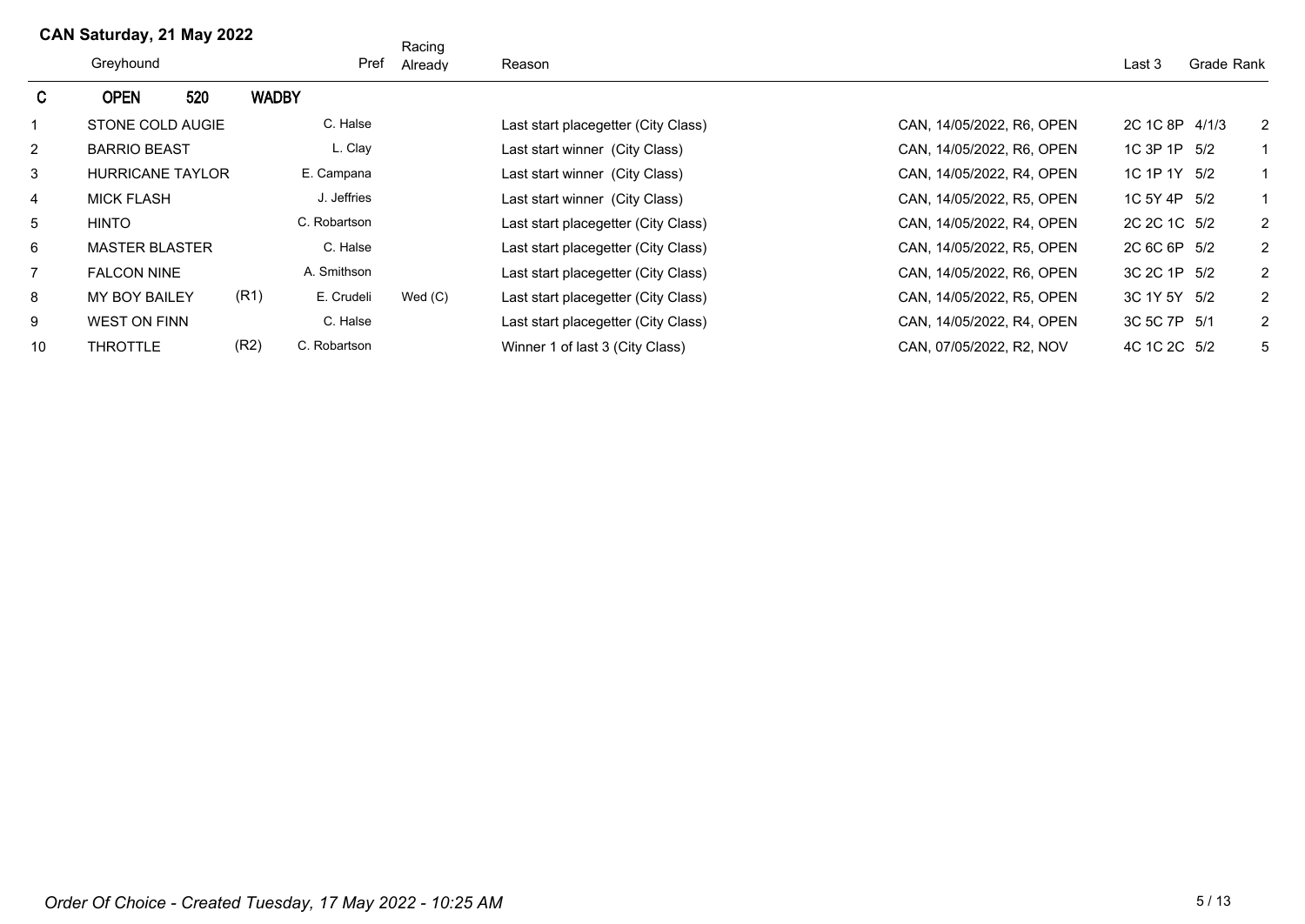## CAN Saturday, 21 May 2022

| | Greyhound | | Pref | Racing Already | Reason | | Last 3 | Grade | Rank |
|---|---|---|---|---|---|---|---|---|---|
| **C** | **OPEN** | **520** | **WADBY** | | | | | | |
| 1 | STONE COLD AUGIE | | C. Halse | | Last start placegetter (City Class) | CAN, 14/05/2022, R6, OPEN | 2C 1C 8P | 4/1/3 | 2 |
| 2 | BARRIO BEAST | | L. Clay | | Last start winner (City Class) | CAN, 14/05/2022, R6, OPEN | 1C 3P 1P | 5/2 | 1 |
| 3 | HURRICANE TAYLOR | | E. Campana | | Last start winner (City Class) | CAN, 14/05/2022, R4, OPEN | 1C 1P 1Y | 5/2 | 1 |
| 4 | MICK FLASH | | J. Jeffries | | Last start winner (City Class) | CAN, 14/05/2022, R5, OPEN | 1C 5Y 4P | 5/2 | 1 |
| 5 | HINTO | | C. Robartson | | Last start placegetter (City Class) | CAN, 14/05/2022, R4, OPEN | 2C 2C 1C | 5/2 | 2 |
| 6 | MASTER BLASTER | | C. Halse | | Last start placegetter (City Class) | CAN, 14/05/2022, R5, OPEN | 2C 6C 6P | 5/2 | 2 |
| 7 | FALCON NINE | | A. Smithson | | Last start placegetter (City Class) | CAN, 14/05/2022, R6, OPEN | 3C 2C 1P | 5/2 | 2 |
| 8 | MY BOY BAILEY | (R1) | E. Crudeli | Wed (C) | Last start placegetter (City Class) | CAN, 14/05/2022, R5, OPEN | 3C 1Y 5Y | 5/2 | 2 |
| 9 | WEST ON FINN | | C. Halse | | Last start placegetter (City Class) | CAN, 14/05/2022, R4, OPEN | 3C 5C 7P | 5/1 | 2 |
| 10 | THROTTLE | (R2) | C. Robartson | | Winner 1 of last 3 (City Class) | CAN, 07/05/2022, R2, NOV | 4C 1C 2C | 5/2 | 5 |

*Order Of Choice - Created Tuesday, 17 May 2022 - 10:25 AM*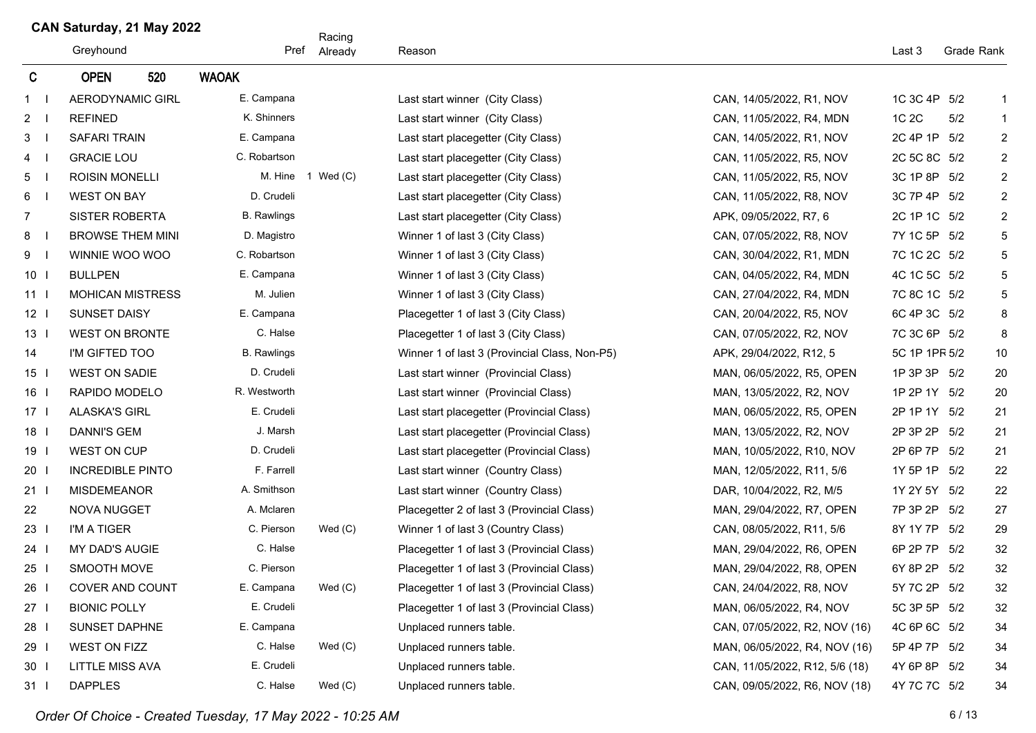# CAN Saturday, 21 May 2022

| # | | Greyhound | Pref | Racing Already | Reason | | Last 3 | Grade | Rank |
|---|---|---|---|---|---|---|---|---|---|
| **C** | | **OPEN 520** | **WAOAK** | | | | | | |
| 1 | I | AERODYNAMIC GIRL | E. Campana | | Last start winner (City Class) | CAN, 14/05/2022, R1, NOV | 1C 3C 4P | 5/2 | 1 |
| 2 | I | REFINED | K. Shinners | | Last start winner (City Class) | CAN, 11/05/2022, R4, MDN | 1C 2C | 5/2 | 1 |
| 3 | I | SAFARI TRAIN | E. Campana | | Last start placegetter (City Class) | CAN, 14/05/2022, R1, NOV | 2C 4P 1P | 5/2 | 2 |
| 4 | I | GRACIE LOU | C. Robartson | | Last start placegetter (City Class) | CAN, 11/05/2022, R5, NOV | 2C 5C 8C | 5/2 | 2 |
| 5 | I | ROISIN MONELLI | M. Hine | 1 Wed (C) | Last start placegetter (City Class) | CAN, 11/05/2022, R5, NOV | 3C 1P 8P | 5/2 | 2 |
| 6 | I | WEST ON BAY | D. Crudeli | | Last start placegetter (City Class) | CAN, 11/05/2022, R8, NOV | 3C 7P 4P | 5/2 | 2 |
| 7 | | SISTER ROBERTA | B. Rawlings | | Last start placegetter (City Class) | APK, 09/05/2022, R7, 6 | 2C 1P 1C | 5/2 | 2 |
| 8 | I | BROWSE THEM MINI | D. Magistro | | Winner 1 of last 3 (City Class) | CAN, 07/05/2022, R8, NOV | 7Y 1C 5P | 5/2 | 5 |
| 9 | I | WINNIE WOO WOO | C. Robartson | | Winner 1 of last 3 (City Class) | CAN, 30/04/2022, R1, MDN | 7C 1C 2C | 5/2 | 5 |
| 10 | I | BULLPEN | E. Campana | | Winner 1 of last 3 (City Class) | CAN, 04/05/2022, R4, MDN | 4C 1C 5C | 5/2 | 5 |
| 11 | I | MOHICAN MISTRESS | M. Julien | | Winner 1 of last 3 (City Class) | CAN, 27/04/2022, R4, MDN | 7C 8C 1C | 5/2 | 5 |
| 12 | I | SUNSET DAISY | E. Campana | | Placegetter 1 of last 3 (City Class) | CAN, 20/04/2022, R5, NOV | 6C 4P 3C | 5/2 | 8 |
| 13 | I | WEST ON BRONTE | C. Halse | | Placegetter 1 of last 3 (City Class) | CAN, 07/05/2022, R2, NOV | 7C 3C 6P | 5/2 | 8 |
| 14 | | I'M GIFTED TOO | B. Rawlings | | Winner 1 of last 3 (Provincial Class, Non-P5) | APK, 29/04/2022, R12, 5 | 5C 1P 1PR | 5/2 | 10 |
| 15 | I | WEST ON SADIE | D. Crudeli | | Last start winner (Provincial Class) | MAN, 06/05/2022, R5, OPEN | 1P 3P 3P | 5/2 | 20 |
| 16 | I | RAPIDO MODELO | R. Westworth | | Last start winner (Provincial Class) | MAN, 13/05/2022, R2, NOV | 1P 2P 1Y | 5/2 | 20 |
| 17 | I | ALASKA'S GIRL | E. Crudeli | | Last start placegetter (Provincial Class) | MAN, 06/05/2022, R5, OPEN | 2P 1P 1Y | 5/2 | 21 |
| 18 | I | DANNI'S GEM | J. Marsh | | Last start placegetter (Provincial Class) | MAN, 13/05/2022, R2, NOV | 2P 3P 2P | 5/2 | 21 |
| 19 | I | WEST ON CUP | D. Crudeli | | Last start placegetter (Provincial Class) | MAN, 10/05/2022, R10, NOV | 2P 6P 7P | 5/2 | 21 |
| 20 | I | INCREDIBLE PINTO | F. Farrell | | Last start winner (Country Class) | MAN, 12/05/2022, R11, 5/6 | 1Y 5P 1P | 5/2 | 22 |
| 21 | I | MISDEMEANOR | A. Smithson | | Last start winner (Country Class) | DAR, 10/04/2022, R2, M/5 | 1Y 2Y 5Y | 5/2 | 22 |
| 22 | | NOVA NUGGET | A. Mclaren | | Placegetter 2 of last 3 (Provincial Class) | MAN, 29/04/2022, R7, OPEN | 7P 3P 2P | 5/2 | 27 |
| 23 | I | I'M A TIGER | C. Pierson | Wed (C) | Winner 1 of last 3 (Country Class) | CAN, 08/05/2022, R11, 5/6 | 8Y 1Y 7P | 5/2 | 29 |
| 24 | I | MY DAD'S AUGIE | C. Halse | | Placegetter 1 of last 3 (Provincial Class) | MAN, 29/04/2022, R6, OPEN | 6P 2P 7P | 5/2 | 32 |
| 25 | I | SMOOTH MOVE | C. Pierson | | Placegetter 1 of last 3 (Provincial Class) | MAN, 29/04/2022, R8, OPEN | 6Y 8P 2P | 5/2 | 32 |
| 26 | I | COVER AND COUNT | E. Campana | Wed (C) | Placegetter 1 of last 3 (Provincial Class) | CAN, 24/04/2022, R8, NOV | 5Y 7C 2P | 5/2 | 32 |
| 27 | I | BIONIC POLLY | E. Crudeli | | Placegetter 1 of last 3 (Provincial Class) | MAN, 06/05/2022, R4, NOV | 5C 3P 5P | 5/2 | 32 |
| 28 | I | SUNSET DAPHNE | E. Campana | | Unplaced runners table. | CAN, 07/05/2022, R2, NOV (16) | 4C 6P 6C | 5/2 | 34 |
| 29 | I | WEST ON FIZZ | C. Halse | Wed (C) | Unplaced runners table. | MAN, 06/05/2022, R4, NOV (16) | 5P 4P 7P | 5/2 | 34 |
| 30 | I | LITTLE MISS AVA | E. Crudeli | | Unplaced runners table. | CAN, 11/05/2022, R12, 5/6 (18) | 4Y 6P 8P | 5/2 | 34 |
| 31 | I | DAPPLES | C. Halse | Wed (C) | Unplaced runners table. | CAN, 09/05/2022, R6, NOV (18) | 4Y 7C 7C | 5/2 | 34 |

*Order Of Choice - Created Tuesday, 17 May 2022 - 10:25 AM*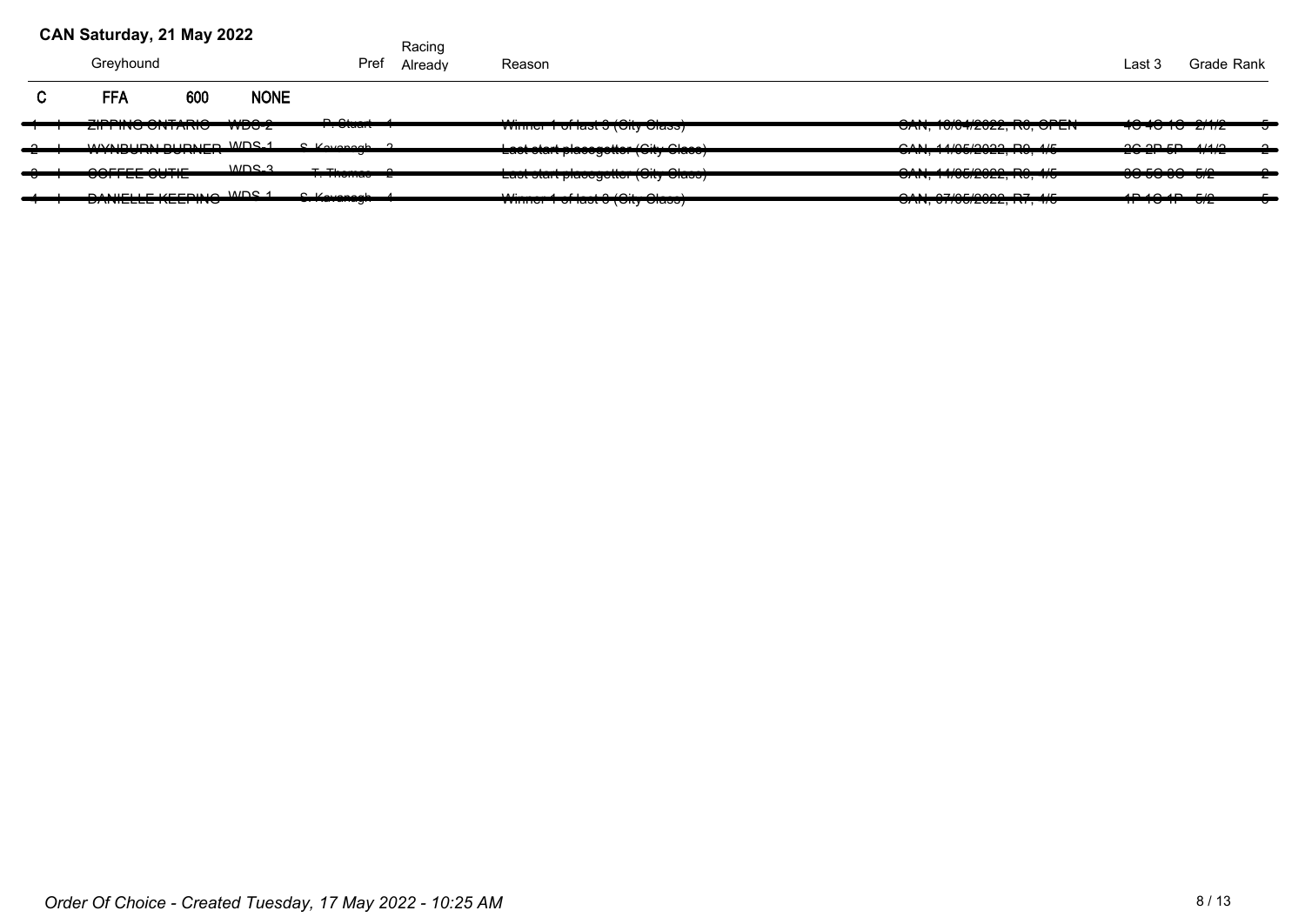**CAN Saturday, 21 May 2022**

| | | Greyhound | | Pref | Racing Already | Reason | | Last 3 | Grade | Rank |
|---|---|---|---|---|---|---|---|---|---|---|
| C | | FFA 600 | NONE | | | | | | | |
| ~~1~~ | ~~I~~ | ~~ZIPPING ONTARIO~~ | ~~WDS-2~~ | ~~P. Stuart~~ | ~~1~~ | ~~Winner 1 of last 3 (City Class)~~ | ~~CAN, 16/04/2022, R6, OPEN~~ | ~~4C 4C 1C~~ | ~~2/1/2~~ | ~~5~~ |
| ~~2~~ | ~~I~~ | ~~WYNBURN BURNER~~ | ~~WDS-1~~ | ~~S. Kavanagh~~ | ~~2~~ | ~~Last start placegetter (City Class)~~ | ~~CAN, 14/05/2022, R9, 4/5~~ | ~~2C 2P 5P~~ | ~~4/1/2~~ | ~~2~~ |
| ~~3~~ | ~~I~~ | ~~COFFEE CUTIE~~ | ~~WDS-3~~ | ~~T. Thomas~~ | ~~2~~ | ~~Last start placegetter (City Class)~~ | ~~CAN, 14/05/2022, R9, 4/5~~ | ~~3C 5C 3C~~ | ~~5/2~~ | ~~2~~ |
| ~~4~~ | ~~I~~ | ~~DANIELLE KEEPING~~ | ~~WDS-1~~ | ~~S. Kavanagh~~ | ~~4~~ | ~~Winner 1 of last 3 (City Class)~~ | ~~CAN, 07/05/2022, R7, 4/5~~ | ~~1P 1C 1P~~ | ~~5/2~~ | ~~5~~ |

*Order Of Choice - Created Tuesday, 17 May 2022 - 10:25 AM*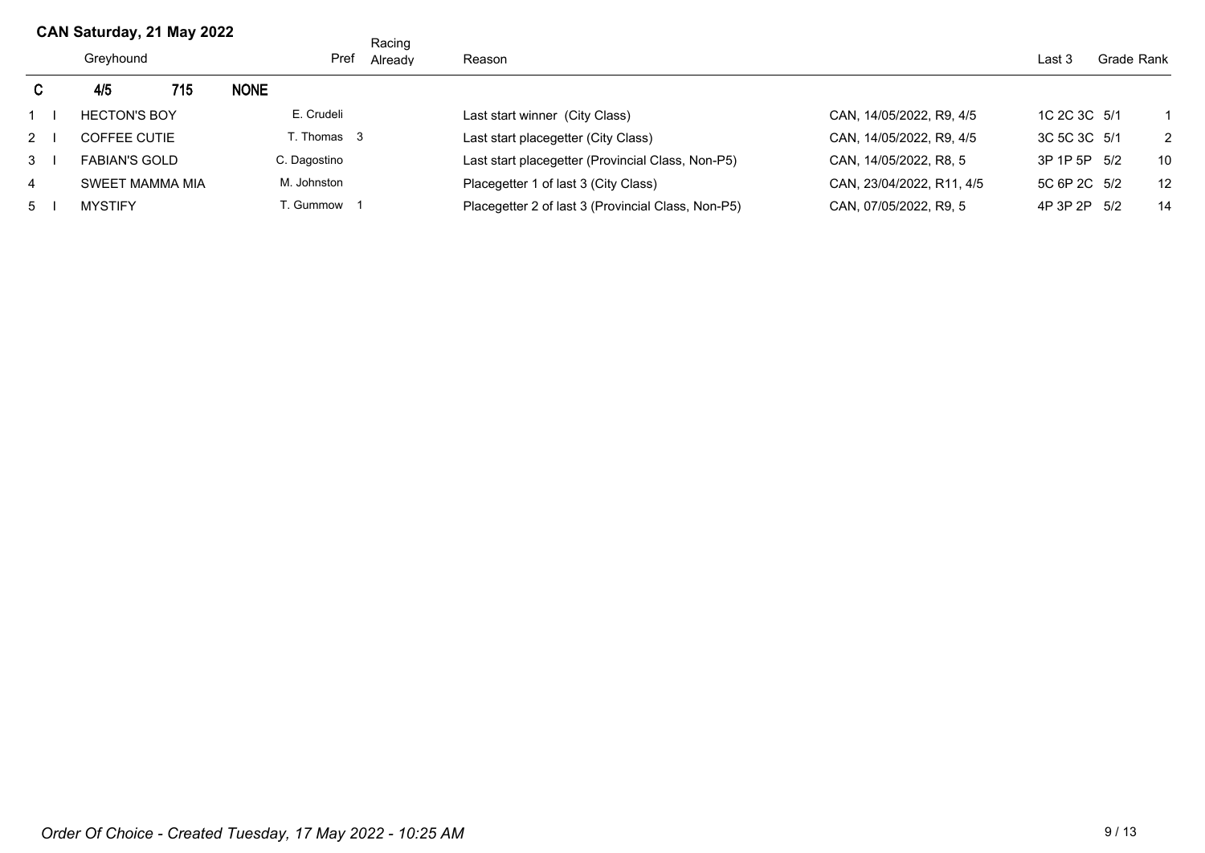## CAN Saturday, 21 May 2022

| | | Greyhound | Pref | Racing Already | Reason | | Last 3 | Grade | Rank |
|---|---|---|---|---|---|---|---|---|---|
| **C** | | **4/5** **715** | **NONE** | | | | | | |
| 1 | I | HECTON'S BOY | E. Crudeli | | Last start winner (City Class) | CAN, 14/05/2022, R9, 4/5 | 1C 2C 3C | 5/1 | 1 |
| 2 | I | COFFEE CUTIE | T. Thomas | 3 | Last start placegetter (City Class) | CAN, 14/05/2022, R9, 4/5 | 3C 5C 3C | 5/1 | 2 |
| 3 | I | FABIAN'S GOLD | C. Dagostino | | Last start placegetter (Provincial Class, Non-P5) | CAN, 14/05/2022, R8, 5 | 3P 1P 5P | 5/2 | 10 |
| 4 | | SWEET MAMMA MIA | M. Johnston | | Placegetter 1 of last 3 (City Class) | CAN, 23/04/2022, R11, 4/5 | 5C 6P 2C | 5/2 | 12 |
| 5 | I | MYSTIFY | T. Gummow | 1 | Placegetter 2 of last 3 (Provincial Class, Non-P5) | CAN, 07/05/2022, R9, 5 | 4P 3P 2P | 5/2 | 14 |

*Order Of Choice - Created Tuesday, 17 May 2022 - 10:25 AM*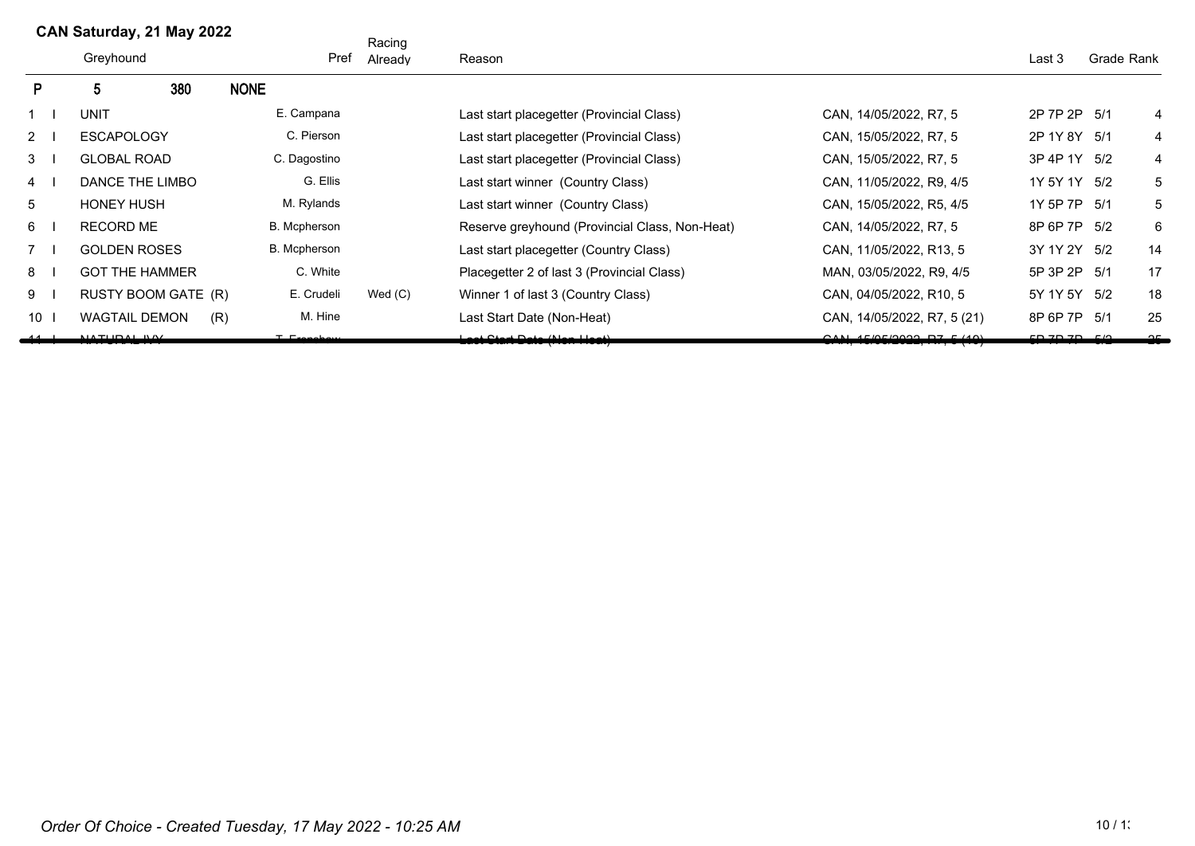**CAN Saturday, 21 May 2022**

| | | Greyhound | Pref | Racing Already | Reason | | Last 3 | Grade | Rank |
|---|---|---|---|---|---|---|---|---|---|
| **P** | | **5 380 NONE** | | | | | | | |
| 1 | I | UNIT | E. Campana | | Last start placegetter (Provincial Class) | CAN, 14/05/2022, R7, 5 | 2P 7P 2P | 5/1 | 4 |
| 2 | I | ESCAPOLOGY | C. Pierson | | Last start placegetter (Provincial Class) | CAN, 15/05/2022, R7, 5 | 2P 1Y 8Y | 5/1 | 4 |
| 3 | I | GLOBAL ROAD | C. Dagostino | | Last start placegetter (Provincial Class) | CAN, 15/05/2022, R7, 5 | 3P 4P 1Y | 5/2 | 4 |
| 4 | I | DANCE THE LIMBO | G. Ellis | | Last start winner (Country Class) | CAN, 11/05/2022, R9, 4/5 | 1Y 5Y 1Y | 5/2 | 5 |
| 5 | | HONEY HUSH | M. Rylands | | Last start winner (Country Class) | CAN, 15/05/2022, R5, 4/5 | 1Y 5P 7P | 5/1 | 5 |
| 6 | I | RECORD ME | B. Mcpherson | | Reserve greyhound (Provincial Class, Non-Heat) | CAN, 14/05/2022, R7, 5 | 8P 6P 7P | 5/2 | 6 |
| 7 | I | GOLDEN ROSES | B. Mcpherson | | Last start placegetter (Country Class) | CAN, 11/05/2022, R13, 5 | 3Y 1Y 2Y | 5/2 | 14 |
| 8 | I | GOT THE HAMMER | C. White | | Placegetter 2 of last 3 (Provincial Class) | MAN, 03/05/2022, R9, 4/5 | 5P 3P 2P | 5/1 | 17 |
| 9 | I | RUSTY BOOM GATE (R) | E. Crudeli | Wed (C) | Winner 1 of last 3 (Country Class) | CAN, 04/05/2022, R10, 5 | 5Y 1Y 5Y | 5/2 | 18 |
| 10 | I | WAGTAIL DEMON (R) | M. Hine | | Last Start Date (Non-Heat) | CAN, 14/05/2022, R7, 5 (21) | 8P 6P 7P | 5/1 | 25 |
| ~~11~~ | ~~I~~ | ~~NATURAL IVY~~ | ~~T. Frenshaw~~ | | ~~Last Start Date (Non-Heat)~~ | ~~CAN, 15/05/2022, R7, 5 (19)~~ | ~~5P 7P 7P~~ | ~~5/2~~ | ~~25~~ |

*Order Of Choice - Created Tuesday, 17 May 2022 - 10:25 AM*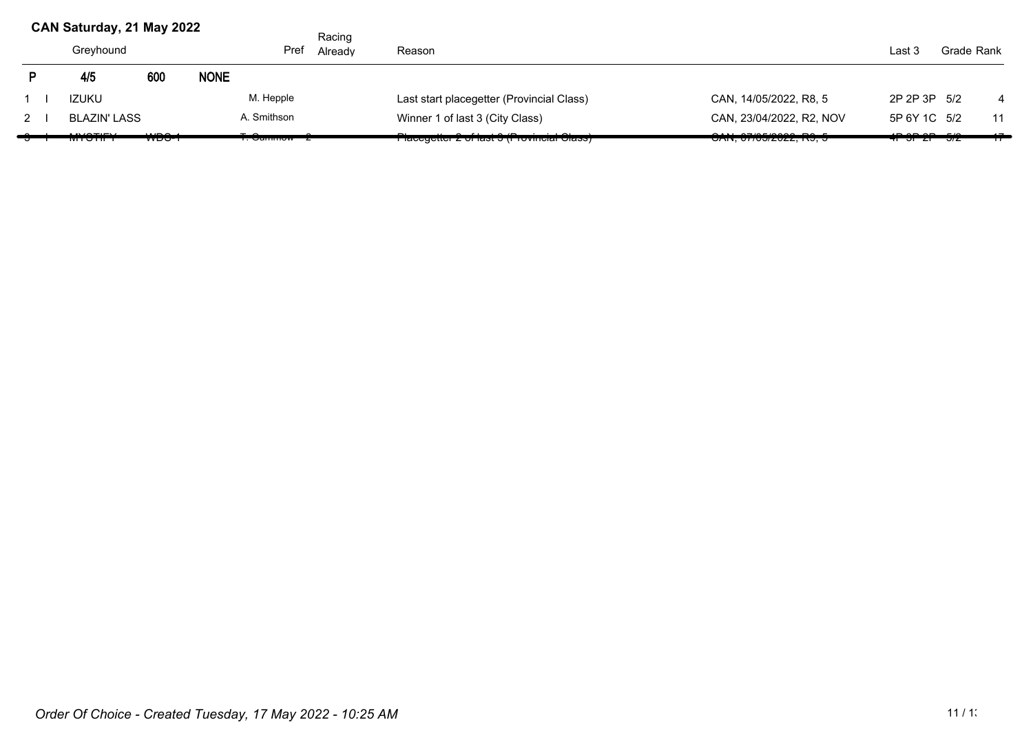**CAN Saturday, 21 May 2022**

| P | | Greyhound | | | Pref | Racing Already | Reason | | Last 3 | Grade | Rank |
|---|---|---|---|---|---|---|---|---|---|---|---|
| P | | 4/5 | 600 | NONE | | | | | | | |
| 1 | I | IZUKU | | | M. Hepple | | Last start placegetter (Provincial Class) | CAN, 14/05/2022, R8, 5 | 2P 2P 3P | 5/2 | 4 |
| 2 | I | BLAZIN' LASS | | | A. Smithson | | Winner 1 of last 3 (City Class) | CAN, 23/04/2022, R2, NOV | 5P 6Y 1C | 5/2 | 11 |
| ~~3~~ | ~~I~~ | ~~MYSTIFY~~ | ~~WDS-1~~ | | ~~T. Cummow~~ | ~~2~~ | ~~Placegetter 2 of last 3 (Provincial Class)~~ | ~~CAN, 07/05/2022, R9, 5~~ | ~~4P 3P 2P~~ | ~~5/2~~ | ~~17~~ |

*Order Of Choice - Created Tuesday, 17 May 2022 - 10:25 AM*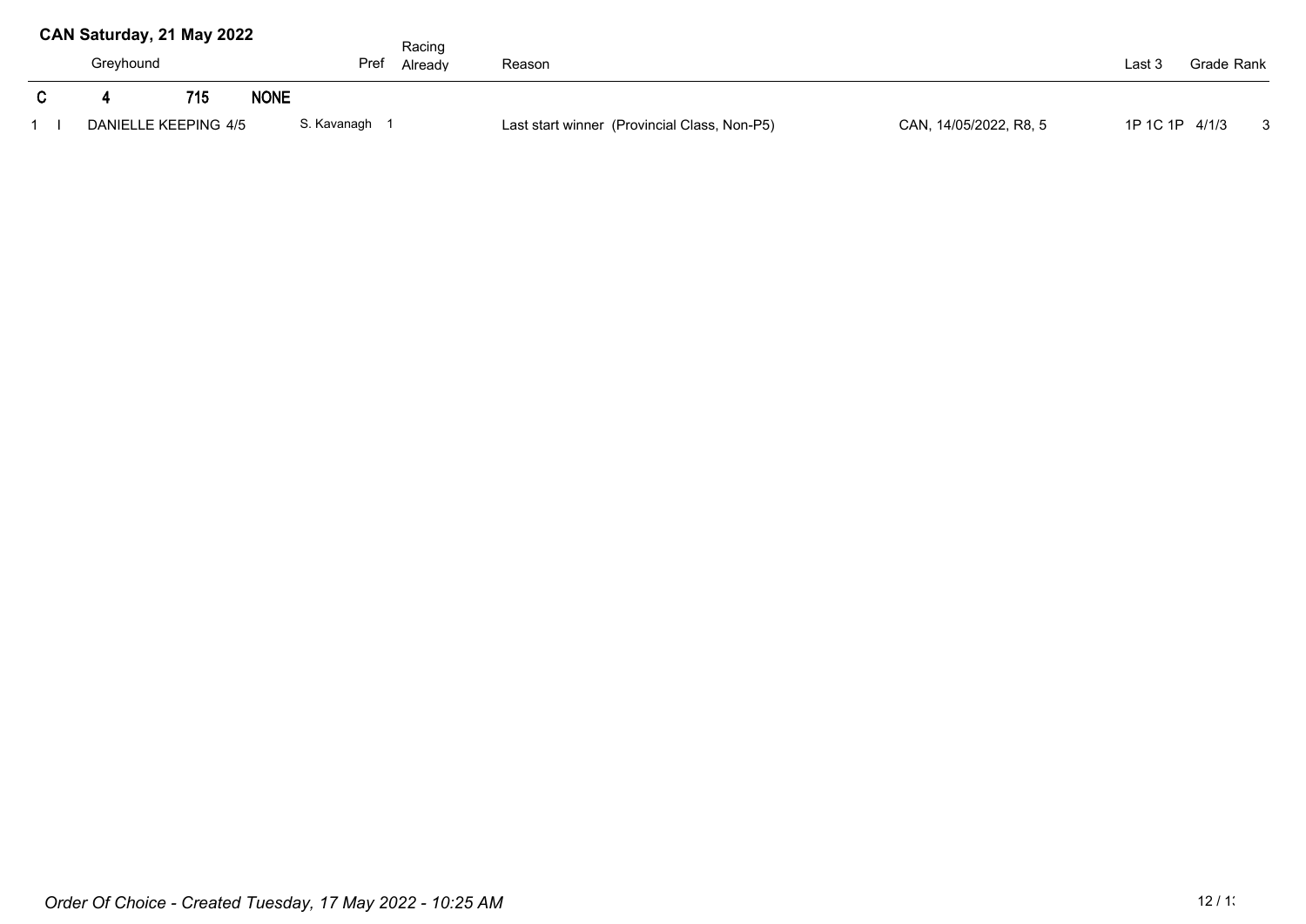**CAN Saturday, 21 May 2022**

| | | Greyhound | | | Pref | Racing Already | Reason | | Last 3 | Grade | Rank |
|---|---|---|---|---|---|---|---|---|---|---|---|
| **C** | | **4** | **715** | **NONE** | | | | | | | |
| 1 | I | DANIELLE KEEPING 4/5 | | | S. Kavanagh | 1 | Last start winner (Provincial Class, Non-P5) | CAN, 14/05/2022, R8, 5 | 1P 1C 1P | 4/1/3 | 3 |

*Order Of Choice - Created Tuesday, 17 May 2022 - 10:25 AM*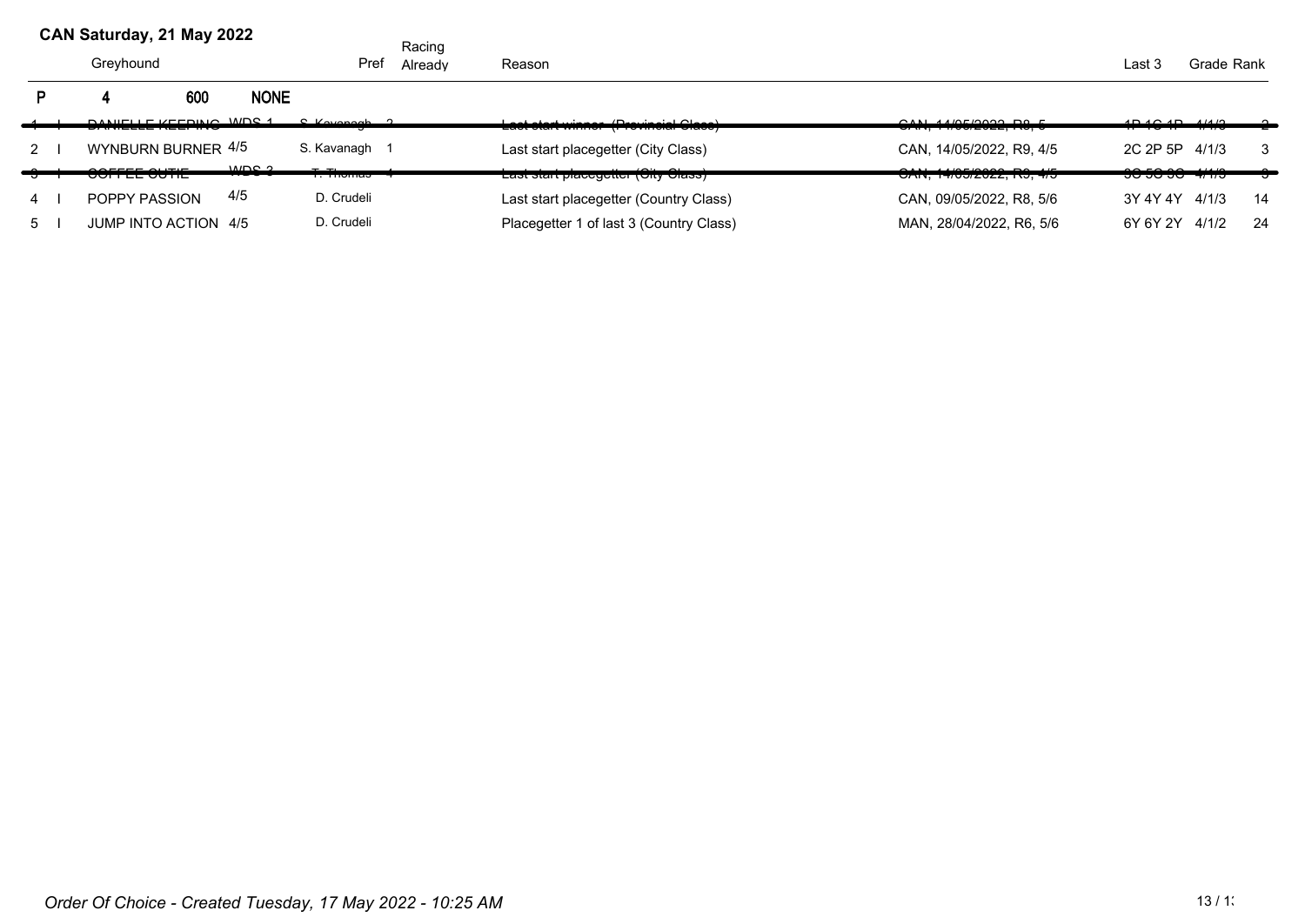**CAN Saturday, 21 May 2022**

| | | Greyhound | | Pref | Racing Already | Reason | | Last 3 | Grade | Rank |
|---|---|---|---|---|---|---|---|---|---|---|
| **P** | | **4** | **600** | **NONE** | | | | | | |
| ~~1~~ | ~~I~~ | ~~DANIELLE KEEPING~~ | ~~WDS 1~~ | ~~S. Kavanagh~~ | ~~2~~ | ~~Last start winner (Provincial Class)~~ | ~~CAN, 14/05/2022, R8, 5~~ | ~~1P 1C 1P~~ | ~~4/1/3~~ | ~~2~~ |
| 2 | I | WYNBURN BURNER | 4/5 | S. Kavanagh | 1 | Last start placegetter (City Class) | CAN, 14/05/2022, R9, 4/5 | 2C 2P 5P | 4/1/3 | 3 |
| ~~3~~ | ~~I~~ | ~~COFFEE CUTIE~~ | ~~WDS 3~~ | ~~T. Thomas~~ | ~~4~~ | ~~Last start placegetter (City Class)~~ | ~~CAN, 14/05/2022, R9, 4/5~~ | ~~3C 5C 3C~~ | ~~4/1/3~~ | ~~3~~ |
| 4 | I | POPPY PASSION | 4/5 | D. Crudeli | | Last start placegetter (Country Class) | CAN, 09/05/2022, R8, 5/6 | 3Y 4Y 4Y | 4/1/3 | 14 |
| 5 | I | JUMP INTO ACTION | 4/5 | D. Crudeli | | Placegetter 1 of last 3 (Country Class) | MAN, 28/04/2022, R6, 5/6 | 6Y 6Y 2Y | 4/1/2 | 24 |

*Order Of Choice - Created Tuesday, 17 May 2022 - 10:25 AM*